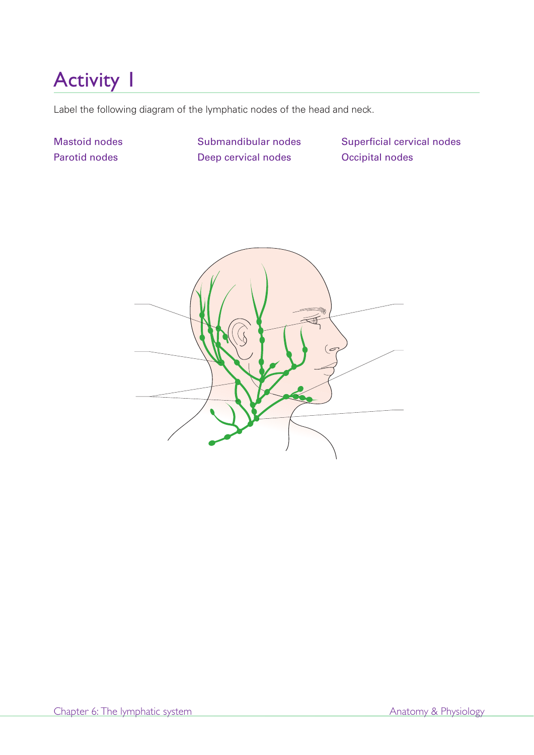# Activity 1

Label the following diagram of the lymphatic nodes of the head and neck.

Mastoid nodes
Parotid nodes
Submandibular nodes
Deep cervical nodes
Superficial cervical nodes
Occipital nodes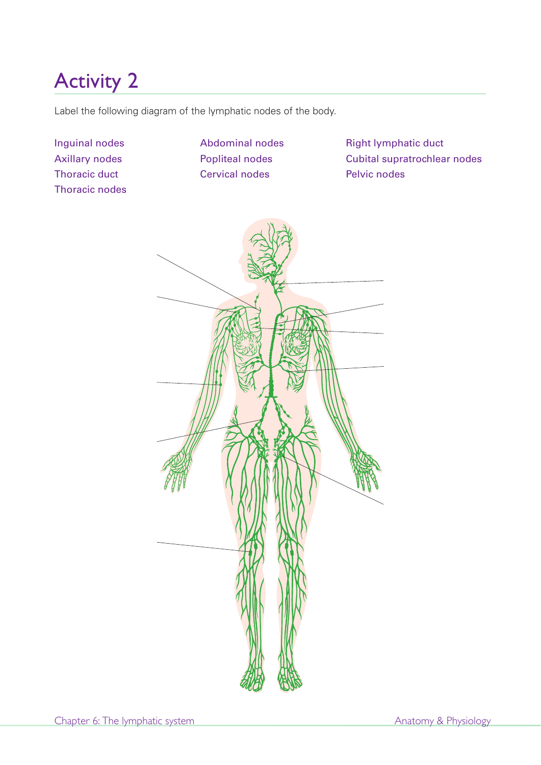# Activity 2

Label the following diagram of the lymphatic nodes of the body.

- Inguinal nodes
- Axillary nodes
- Thoracic duct
- Thoracic nodes
- Abdominal nodes
- Popliteal nodes
- Cervical nodes
- Right lymphatic duct
- Cubital supratrochlear nodes
- Pelvic nodes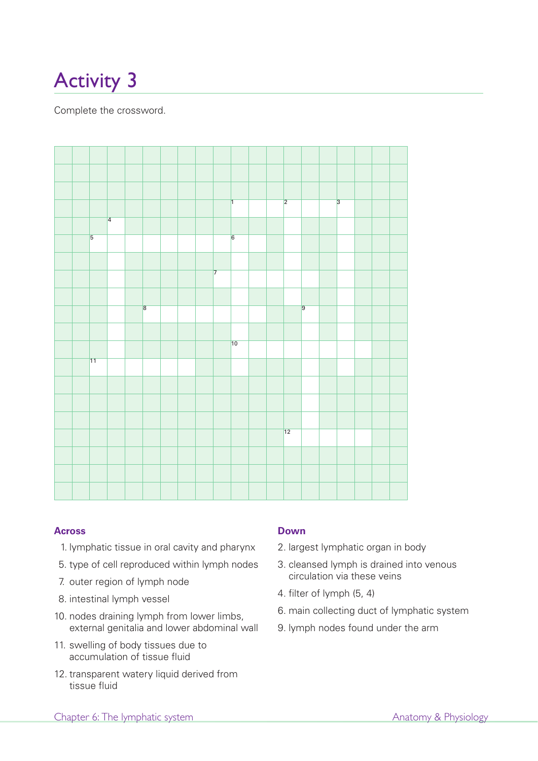# Activity 3

Complete the crossword.

### Across

1. lymphatic tissue in oral cavity and pharynx
5. type of cell reproduced within lymph nodes
7. outer region of lymph node
8. intestinal lymph vessel
10. nodes draining lymph from lower limbs, external genitalia and lower abdominal wall
11. swelling of body tissues due to accumulation of tissue fluid
12. transparent watery liquid derived from tissue fluid

### Down

2. largest lymphatic organ in body
3. cleansed lymph is drained into venous circulation via these veins
4. filter of lymph (5, 4)
6. main collecting duct of lymphatic system
9. lymph nodes found under the arm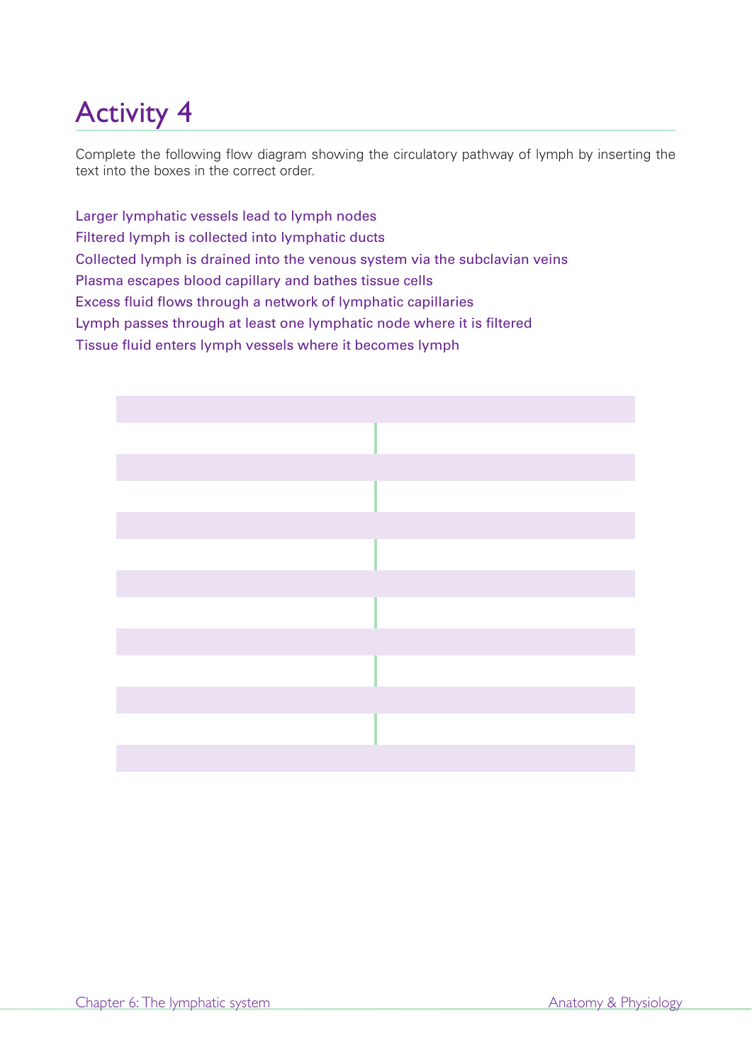# Activity 4

Complete the following flow diagram showing the circulatory pathway of lymph by inserting the text into the boxes in the correct order.

Larger lymphatic vessels lead to lymph nodes
Filtered lymph is collected into lymphatic ducts
Collected lymph is drained into the venous system via the subclavian veins
Plasma escapes blood capillary and bathes tissue cells
Excess fluid flows through a network of lymphatic capillaries
Lymph passes through at least one lymphatic node where it is filtered
Tissue fluid enters lymph vessels where it becomes lymph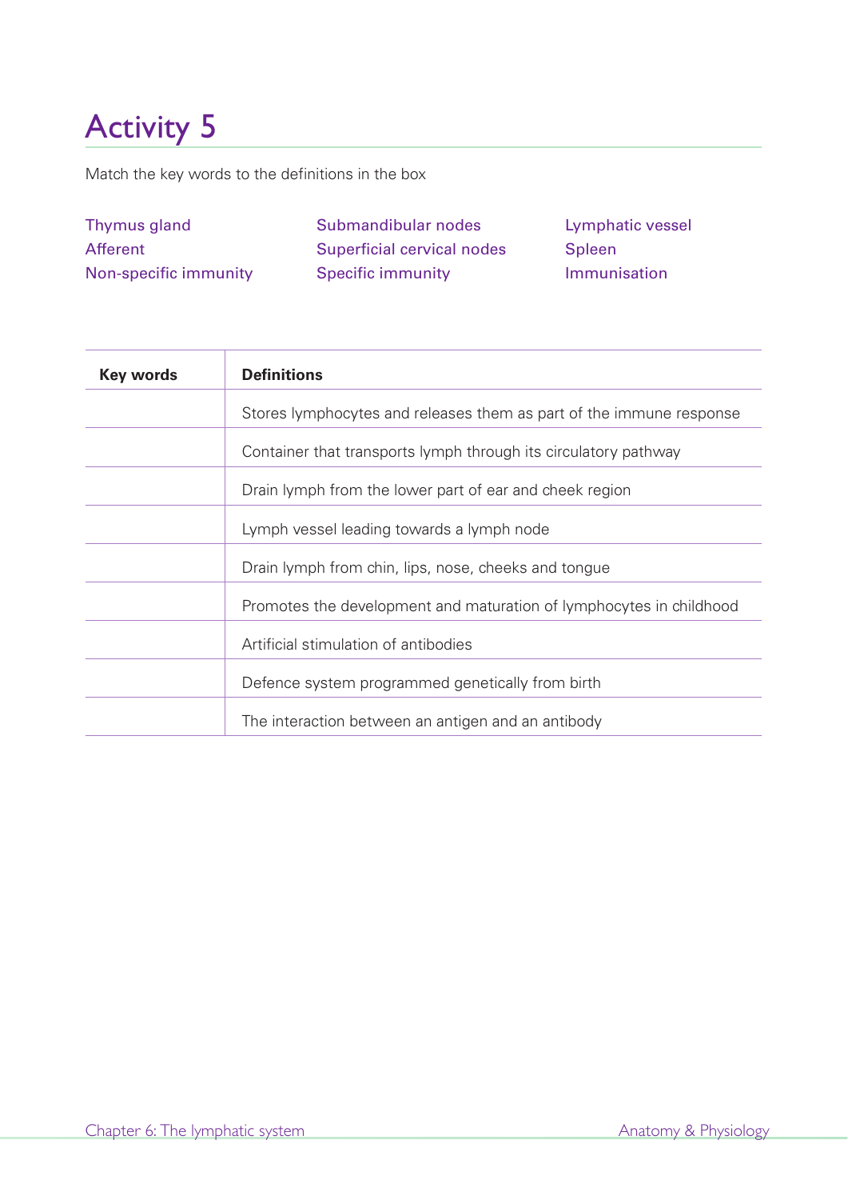# Activity 5

Match the key words to the definitions in the box

| | | |
|---|---|---|
| Thymus gland | Submandibular nodes | Lymphatic vessel |
| Afferent | Superficial cervical nodes | Spleen |
| Non-specific immunity | Specific immunity | Immunisation |

| Key words | Definitions |
|---|---|
| | Stores lymphocytes and releases them as part of the immune response |
| | Container that transports lymph through its circulatory pathway |
| | Drain lymph from the lower part of ear and cheek region |
| | Lymph vessel leading towards a lymph node |
| | Drain lymph from chin, lips, nose, cheeks and tongue |
| | Promotes the development and maturation of lymphocytes in childhood |
| | Artificial stimulation of antibodies |
| | Defence system programmed genetically from birth |
| | The interaction between an antigen and an antibody |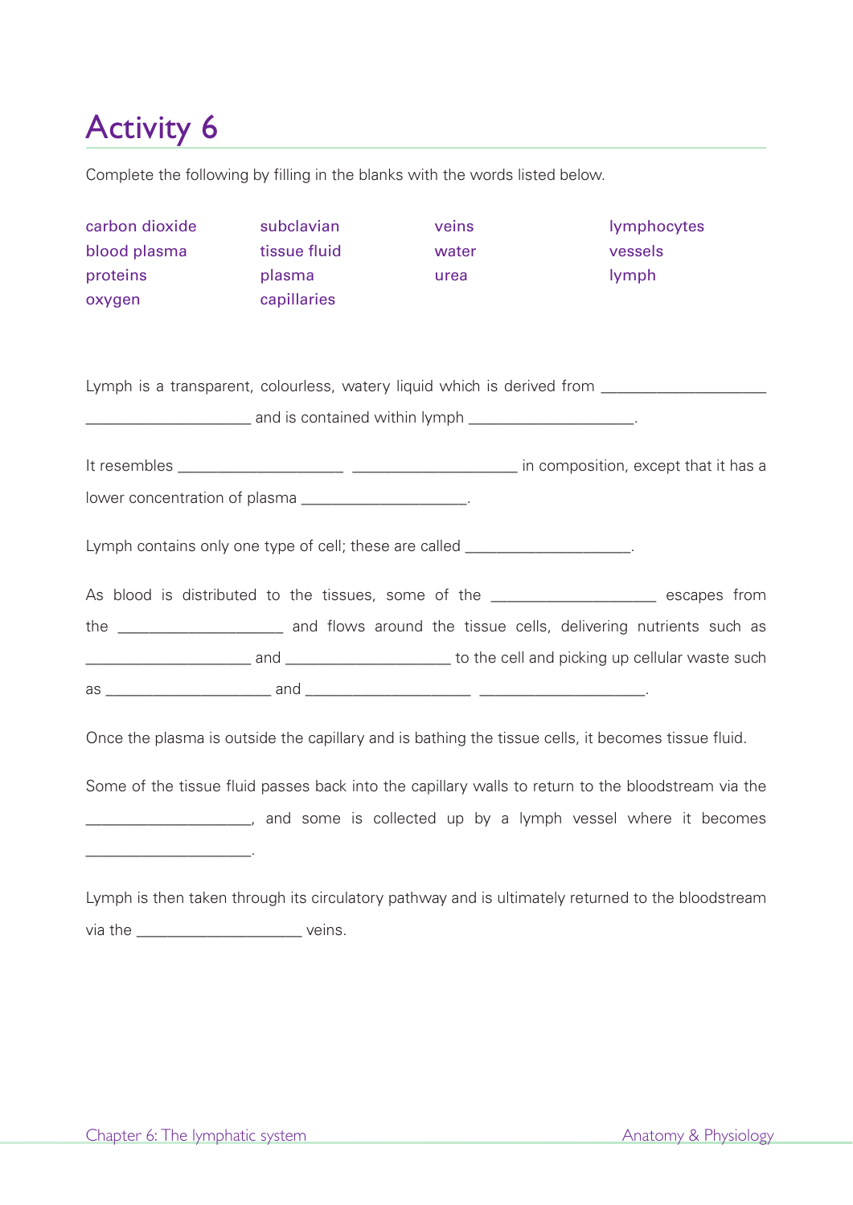# Activity 6

Complete the following by filling in the blanks with the words listed below.

| | | | |
|---|---|---|---|
| carbon dioxide | subclavian | veins | lymphocytes |
| blood plasma | tissue fluid | water | vessels |
| proteins | plasma | urea | lymph |
| oxygen | capillaries | | |

Lymph is a transparent, colourless, watery liquid which is derived from ____________________ ____________________ and is contained within lymph ____________________.

It resembles ____________________ ____________________ in composition, except that it has a lower concentration of plasma ____________________.

Lymph contains only one type of cell; these are called ____________________.

As blood is distributed to the tissues, some of the ____________________ escapes from the ____________________ and flows around the tissue cells, delivering nutrients such as ____________________ and ____________________ to the cell and picking up cellular waste such as ____________________ and ____________________ ____________________.

Once the plasma is outside the capillary and is bathing the tissue cells, it becomes tissue fluid.

Some of the tissue fluid passes back into the capillary walls to return to the bloodstream via the ____________________, and some is collected up by a lymph vessel where it becomes ____________________.

Lymph is then taken through its circulatory pathway and is ultimately returned to the bloodstream via the ____________________ veins.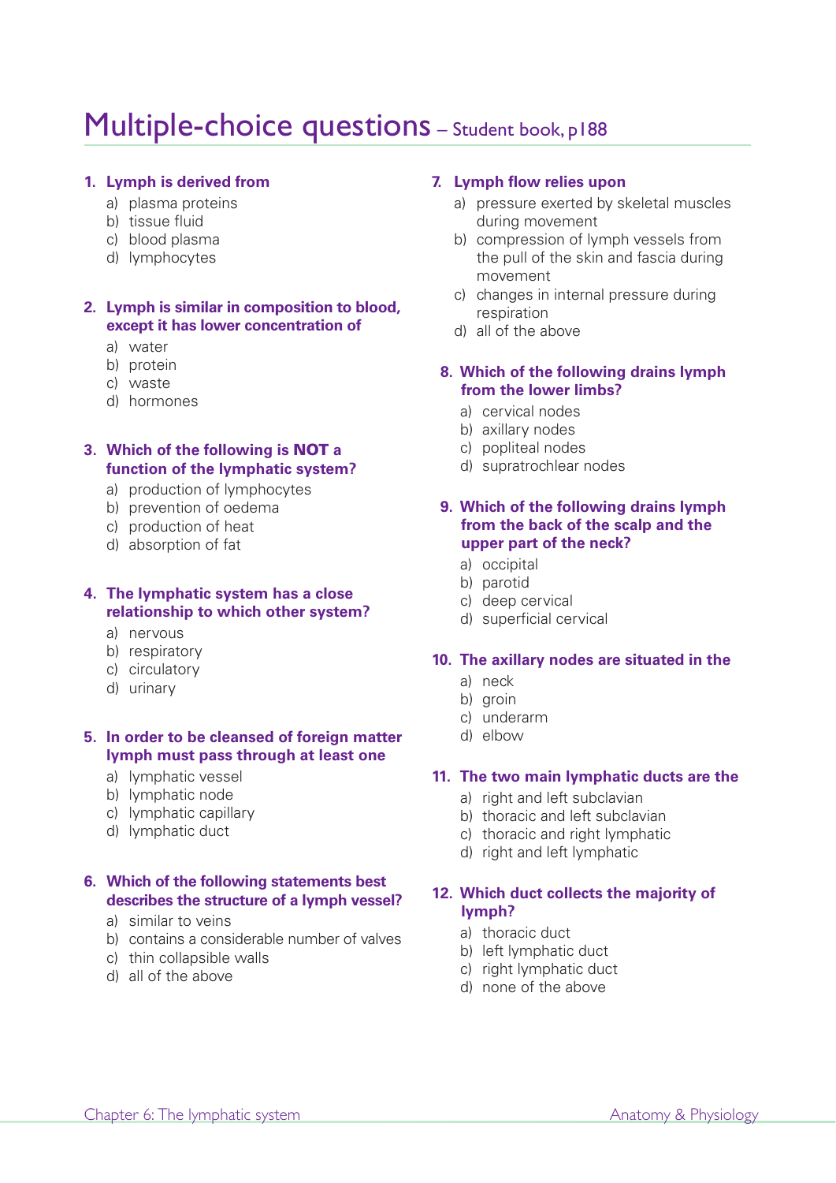# Multiple-choice questions – Student book, p188

1. **Lymph is derived from**
   a) plasma proteins
   b) tissue fluid
   c) blood plasma
   d) lymphocytes

2. **Lymph is similar in composition to blood, except it has lower concentration of**
   a) water
   b) protein
   c) waste
   d) hormones

3. **Which of the following is NOT a function of the lymphatic system?**
   a) production of lymphocytes
   b) prevention of oedema
   c) production of heat
   d) absorption of fat

4. **The lymphatic system has a close relationship to which other system?**
   a) nervous
   b) respiratory
   c) circulatory
   d) urinary

5. **In order to be cleansed of foreign matter lymph must pass through at least one**
   a) lymphatic vessel
   b) lymphatic node
   c) lymphatic capillary
   d) lymphatic duct

6. **Which of the following statements best describes the structure of a lymph vessel?**
   a) similar to veins
   b) contains a considerable number of valves
   c) thin collapsible walls
   d) all of the above

7. **Lymph flow relies upon**
   a) pressure exerted by skeletal muscles during movement
   b) compression of lymph vessels from the pull of the skin and fascia during movement
   c) changes in internal pressure during respiration
   d) all of the above

8. **Which of the following drains lymph from the lower limbs?**
   a) cervical nodes
   b) axillary nodes
   c) popliteal nodes
   d) supratrochlear nodes

9. **Which of the following drains lymph from the back of the scalp and the upper part of the neck?**
   a) occipital
   b) parotid
   c) deep cervical
   d) superficial cervical

10. **The axillary nodes are situated in the**
    a) neck
    b) groin
    c) underarm
    d) elbow

11. **The two main lymphatic ducts are the**
    a) right and left subclavian
    b) thoracic and left subclavian
    c) thoracic and right lymphatic
    d) right and left lymphatic

12. **Which duct collects the majority of lymph?**
    a) thoracic duct
    b) left lymphatic duct
    c) right lymphatic duct
    d) none of the above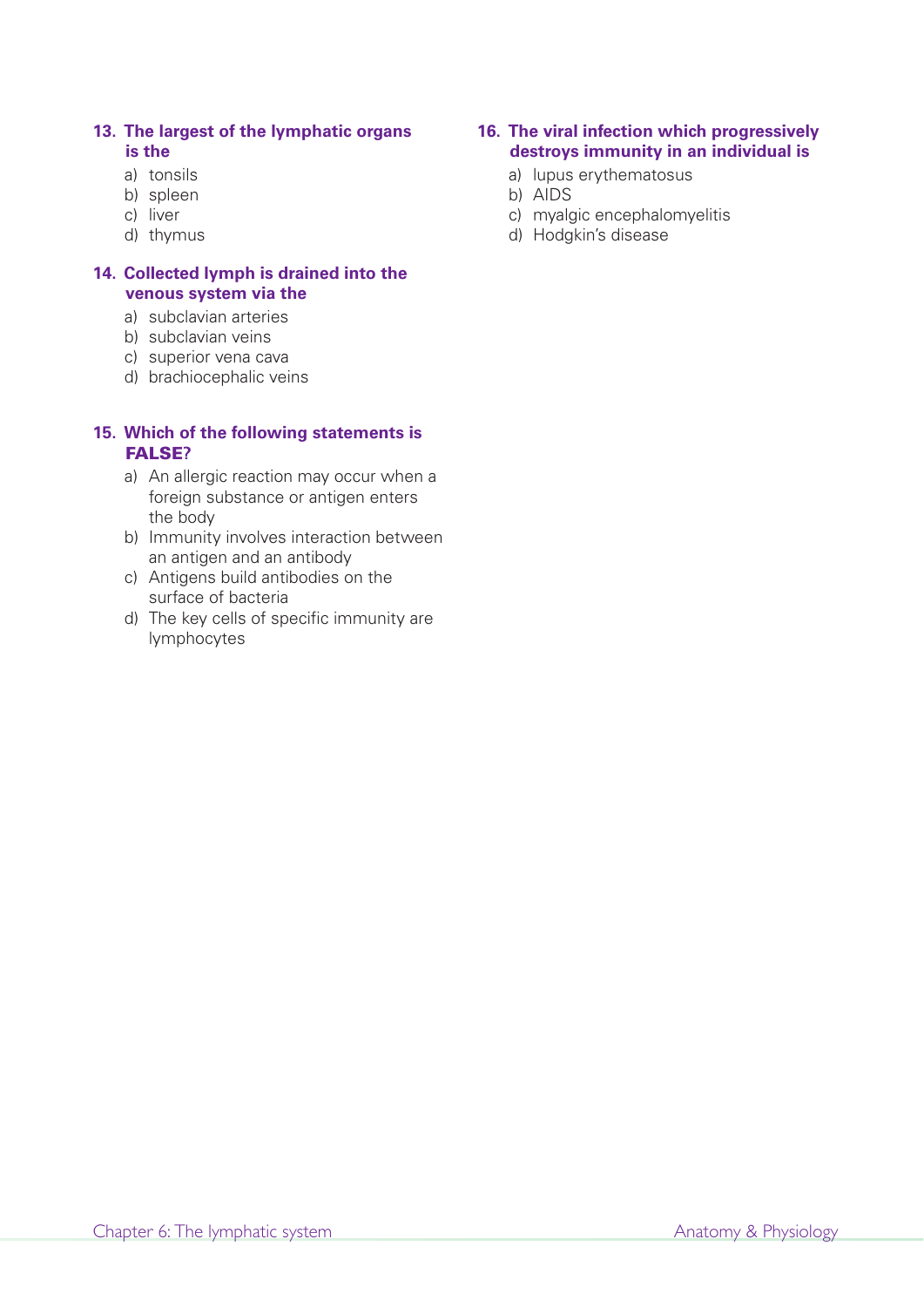**13. The largest of the lymphatic organs is the**

a) tonsils
b) spleen
c) liver
d) thymus

**14. Collected lymph is drained into the venous system via the**

a) subclavian arteries
b) subclavian veins
c) superior vena cava
d) brachiocephalic veins

**15. Which of the following statements is FALSE?**

a) An allergic reaction may occur when a foreign substance or antigen enters the body
b) Immunity involves interaction between an antigen and an antibody
c) Antigens build antibodies on the surface of bacteria
d) The key cells of specific immunity are lymphocytes

**16. The viral infection which progressively destroys immunity in an individual is**

a) lupus erythematosus
b) AIDS
c) myalgic encephalomyelitis
d) Hodgkin's disease